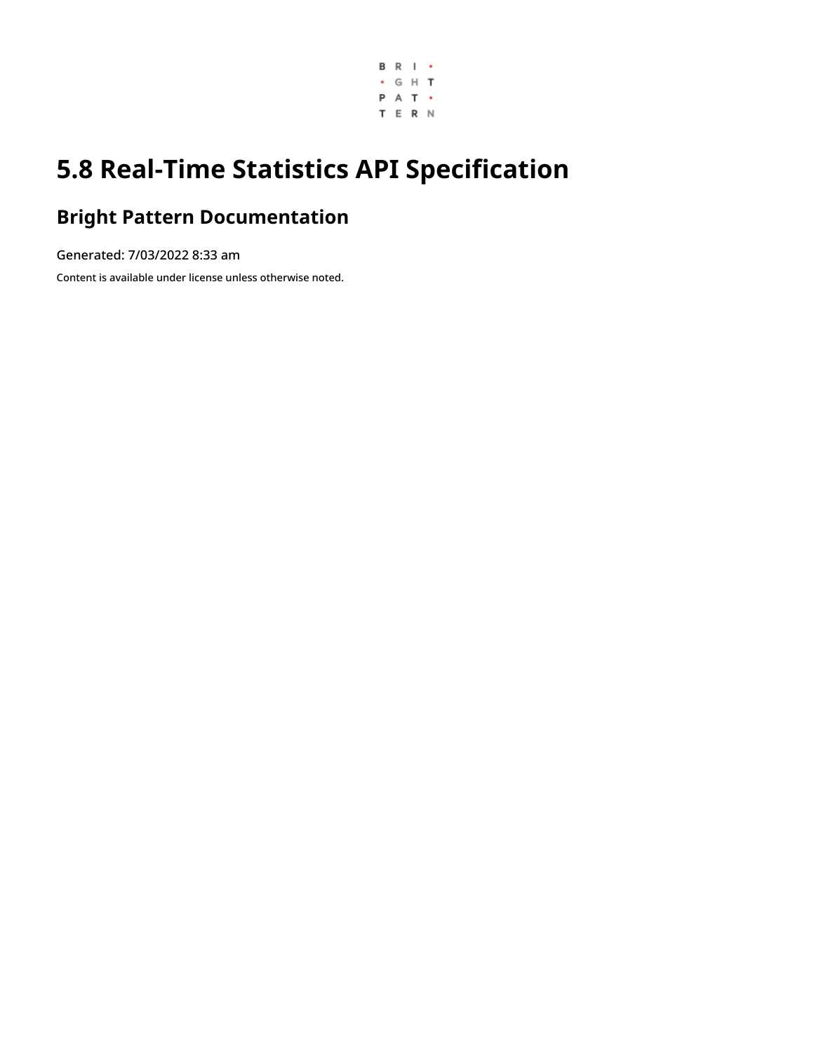# 5.8 Real-Time Statistics API Specification

## Bright Pattern Documentation

Generated: 7/03/2022 8:33 am

Content is available under license unless otherwise noted.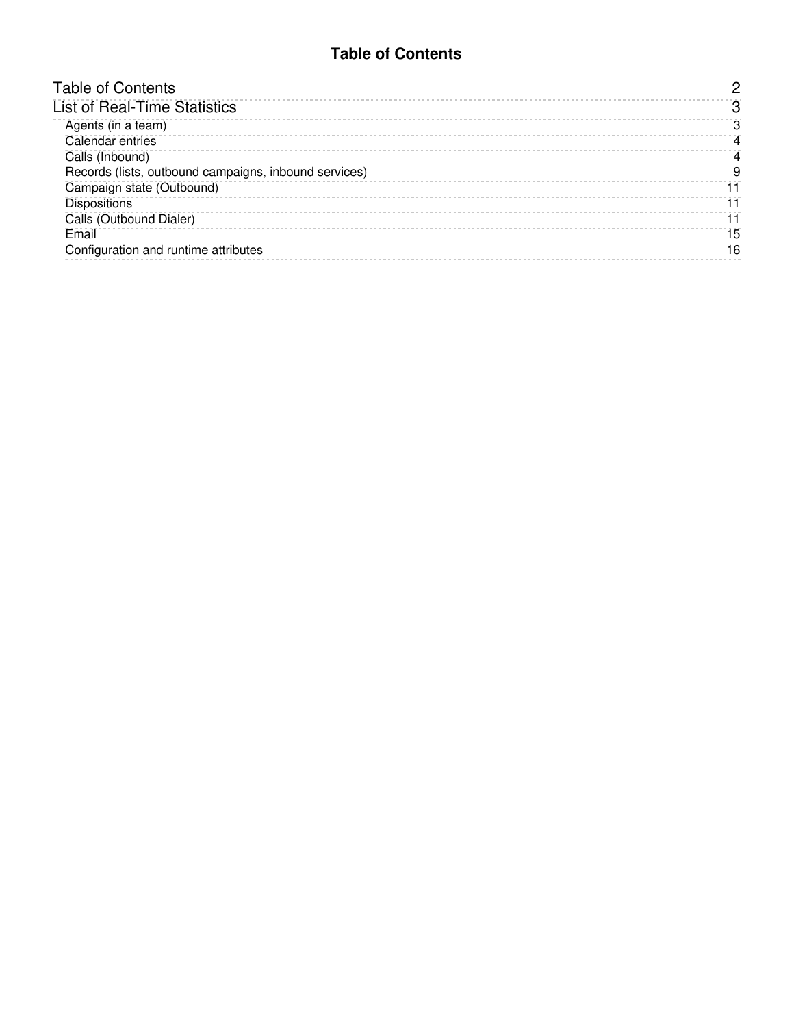# Table of Contents

- Table of Contents ... 2
- List of Real-Time Statistics ... 3
  - Agents (in a team) ... 3
  - Calendar entries ... 4
  - Calls (Inbound) ... 4
  - Records (lists, outbound campaigns, inbound services) ... 9
  - Campaign state (Outbound) ... 11
  - Dispositions ... 11
  - Calls (Outbound Dialer) ... 11
  - Email ... 15
  - Configuration and runtime attributes ... 16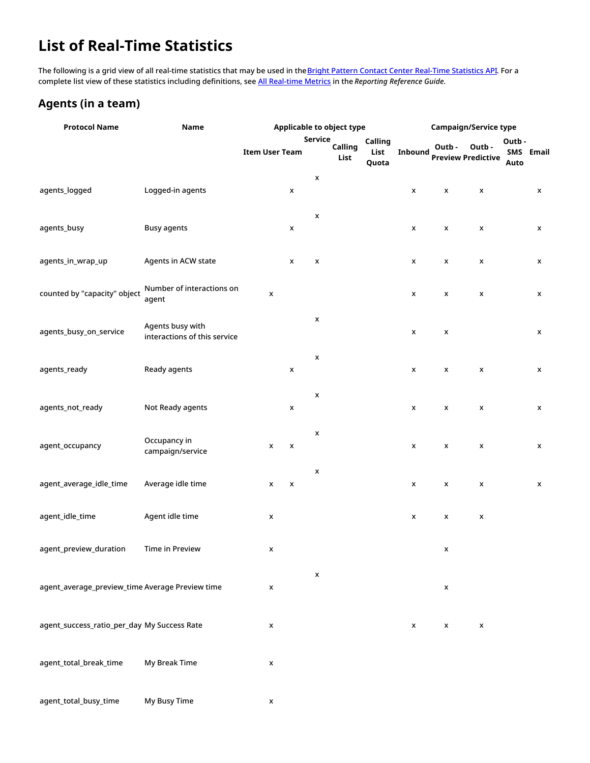# List of Real-Time Statistics

The following is a grid view of all real-time statistics that may be used in the [Bright Pattern Contact Center Real-Time Statistics API](). For a complete list view of these statistics including definitions, see [All Real-time Metrics]() in the *Reporting Reference Guide*.

## Agents (in a team)

| Protocol Name | Name | Applicable to object type | | | | | | Campaign/Service type | | | | |
|---|---|---|---|---|---|---|---|---|---|---|---|---|
| | | Item | User | Team | Service | Calling List | Calling List Quota | Inbound | Outb - Preview | Outb - Predictive | Outb - SMS Auto | Email |
| agents_logged | Logged-in agents | | | x | x | | | x | x | x | | x |
| agents_busy | Busy agents | | | x | x | | | x | x | x | | x |
| agents_in_wrap_up | Agents in ACW state | | | x | x | | | x | x | x | | x |
| counted by "capacity" object | Number of interactions on agent | | x | | | | | x | x | x | | x |
| agents_busy_on_service | Agents busy with interactions of this service | | | | x | | | x | x | | | x |
| agents_ready | Ready agents | | | x | x | | | x | x | x | | x |
| agents_not_ready | Not Ready agents | | | x | x | | | x | x | x | | x |
| agent_occupancy | Occupancy in campaign/service | | x | x | x | | | x | x | x | | x |
| agent_average_idle_time | Average idle time | | x | x | x | | | x | x | x | | x |
| agent_idle_time | Agent idle time | | x | | | | | x | x | x | | |
| agent_preview_duration | Time in Preview | | x | | | | | | x | | | |
| agent_average_preview_time | Average Preview time | | x | | x | | | | x | | | |
| agent_success_ratio_per_day | My Success Rate | | x | | | | | x | x | x | | |
| agent_total_break_time | My Break Time | | x | | | | | | | | | |
| agent_total_busy_time | My Busy Time | | x | | | | | | | | | |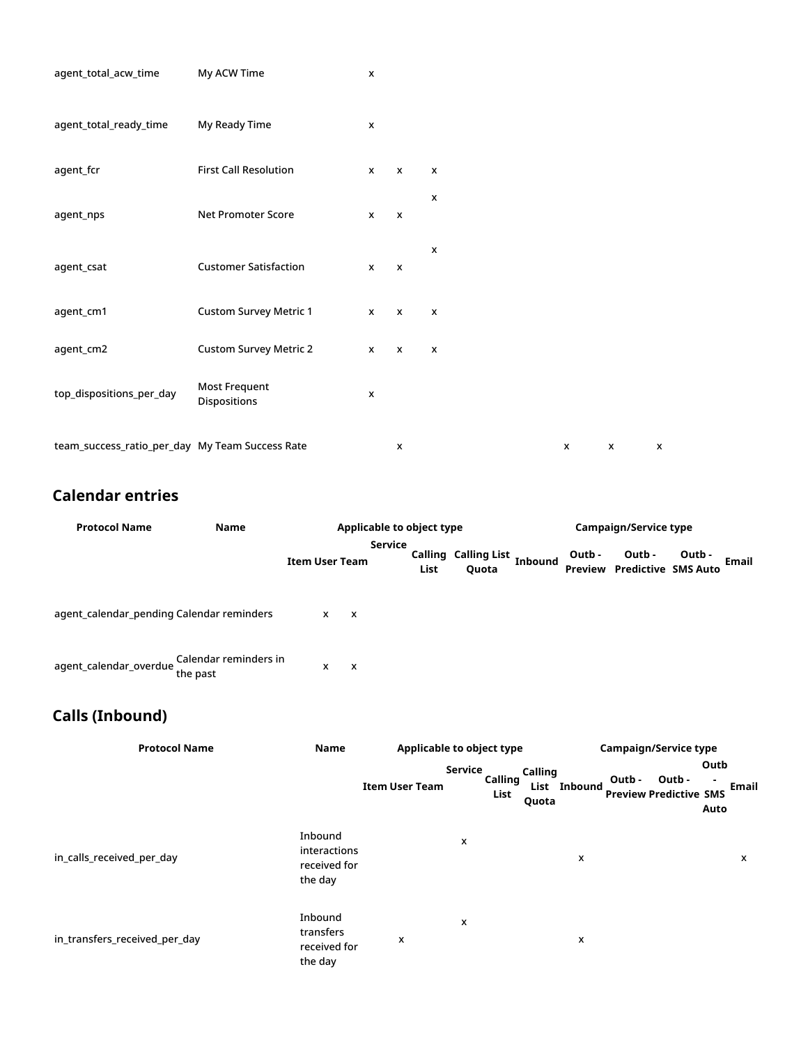| Protocol Name | Name | Item | User | Team | Service | Calling List | Calling List Quota | Inbound | Outb - Preview | Outb - Predictive | Outb - SMS Auto | Email |
|---|---|---|---|---|---|---|---|---|---|---|---|---|
| agent_total_acw_time | My ACW Time | | x | | | | | | | | | |
| agent_total_ready_time | My Ready Time | | x | | | | | | | | | |
| agent_fcr | First Call Resolution | | x | x | x | | | | | | | |
| agent_nps | Net Promoter Score | | x | x | x | | | | | | | |
| agent_csat | Customer Satisfaction | | x | x | x | | | | | | | |
| agent_cm1 | Custom Survey Metric 1 | | x | x | x | | | | | | | |
| agent_cm2 | Custom Survey Metric 2 | | x | x | x | | | | | | | |
| top_dispositions_per_day | Most Frequent Dispositions | | x | | | | | | | | | |
| team_success_ratio_per_day | My Team Success Rate | | | x | | | | | x | x | x | |

## Calendar entries

| Protocol Name | Name | Applicable to object type | | | | | | Campaign/Service type | | | | |
|---|---|---|---|---|---|---|---|---|---|---|---|---|
| | | Item | User | Team | Service | Calling List | Calling List Quota | Inbound | Outb - Preview | Outb - Predictive | Outb - SMS Auto | Email |
| agent_calendar_pending | Calendar reminders | | x | x | | | | | | | | |
| agent_calendar_overdue | Calendar reminders in the past | | x | x | | | | | | | | |

## Calls (Inbound)

| Protocol Name | Name | Applicable to object type | | | | | | Campaign/Service type | | | | |
|---|---|---|---|---|---|---|---|---|---|---|---|---|
| | | Item | User | Team | Service | Calling List | Calling List Quota | Inbound | Outb - Preview | Outb - Predictive | Outb - SMS Auto | Email |
| in_calls_received_per_day | Inbound interactions received for the day | | | | x | | | x | | | | x |
| in_transfers_received_per_day | Inbound transfers received for the day | | x | | x | | | x | | | | |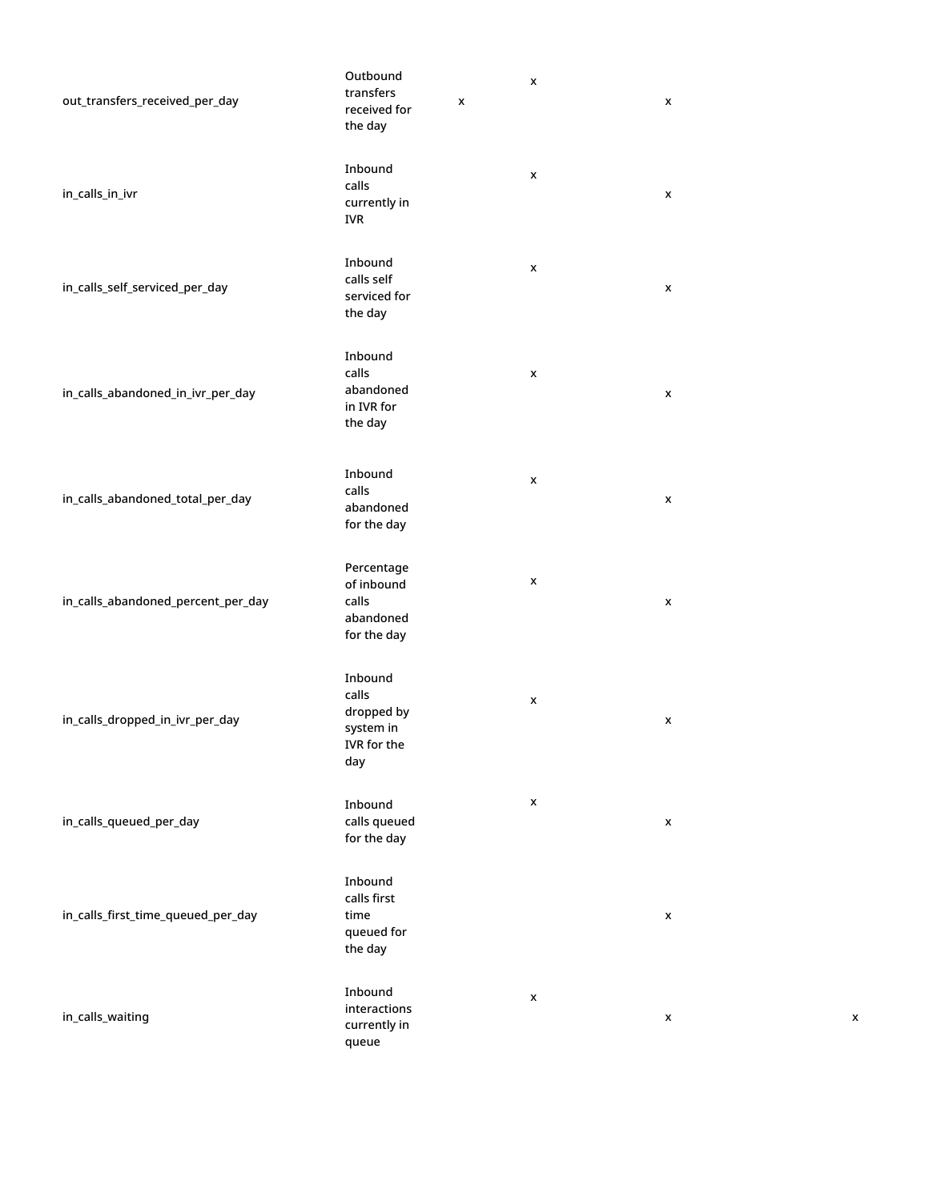| | | | | | |
|---|---|---|---|---|---|
| out_transfers_received_per_day | Outbound transfers received for the day | x | x | x | |
| in_calls_in_ivr | Inbound calls currently in IVR | | x | x | |
| in_calls_self_serviced_per_day | Inbound calls self serviced for the day | | x | x | |
| in_calls_abandoned_in_ivr_per_day | Inbound calls abandoned in IVR for the day | | x | x | |
| in_calls_abandoned_total_per_day | Inbound calls abandoned for the day | | x | x | |
| in_calls_abandoned_percent_per_day | Percentage of inbound calls abandoned for the day | | x | x | |
| in_calls_dropped_in_ivr_per_day | Inbound calls dropped by system in IVR for the day | | x | x | |
| in_calls_queued_per_day | Inbound calls queued for the day | | x | x | |
| in_calls_first_time_queued_per_day | Inbound calls first time queued for the day | | | x | |
| in_calls_waiting | Inbound interactions currently in queue | | x | x | x |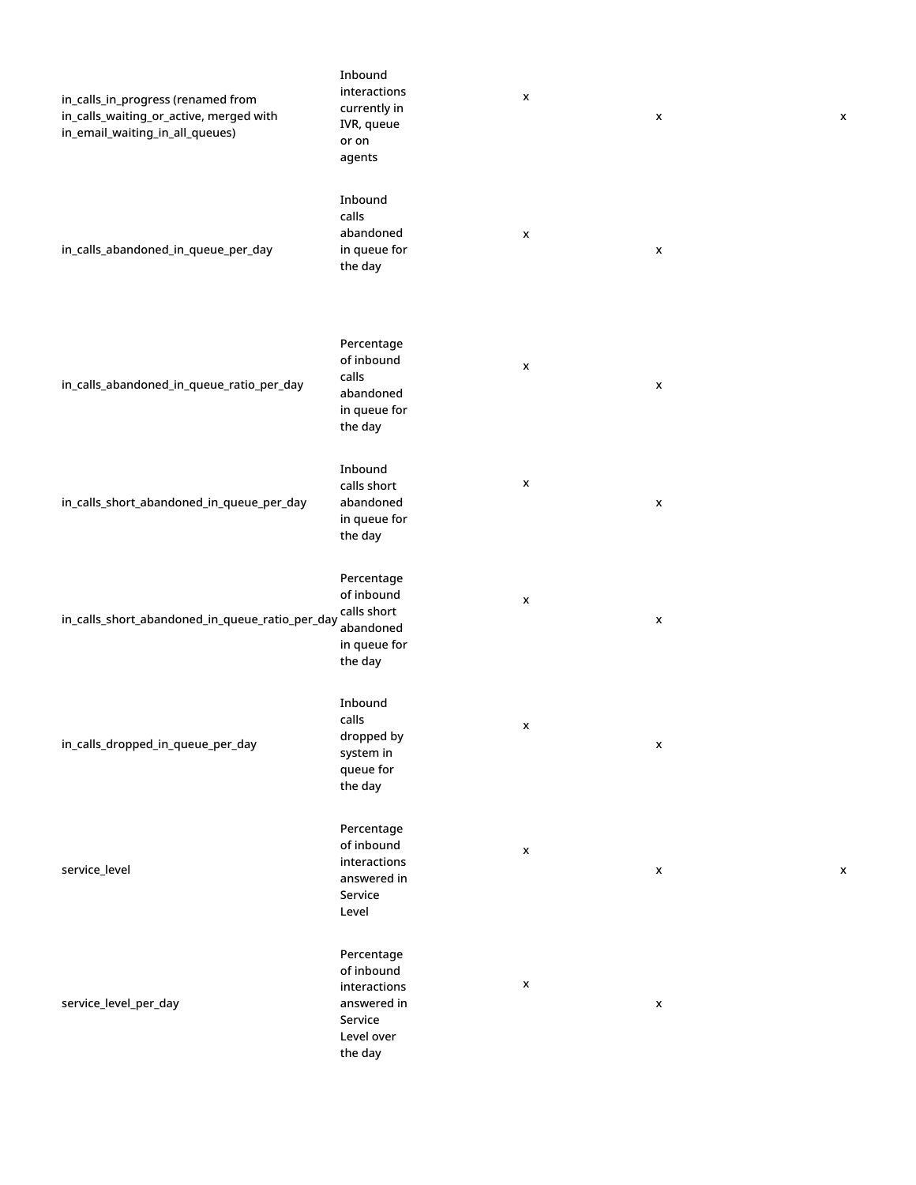| | | | | |
|---|---|---|---|---|
| in_calls_in_progress (renamed from in_calls_waiting_or_active, merged with in_email_waiting_in_all_queues) | Inbound interactions currently in IVR, queue or on agents | x | x | x |
| in_calls_abandoned_in_queue_per_day | Inbound calls abandoned in queue for the day | x | x | |
| in_calls_abandoned_in_queue_ratio_per_day | Percentage of inbound calls abandoned in queue for the day | x | x | |
| in_calls_short_abandoned_in_queue_per_day | Inbound calls short abandoned in queue for the day | x | x | |
| in_calls_short_abandoned_in_queue_ratio_per_day | Percentage of inbound calls short abandoned in queue for the day | x | x | |
| in_calls_dropped_in_queue_per_day | Inbound calls dropped by system in queue for the day | x | x | |
| service_level | Percentage of inbound interactions answered in Service Level | x | x | x |
| service_level_per_day | Percentage of inbound interactions answered in Service Level over the day | x | x | |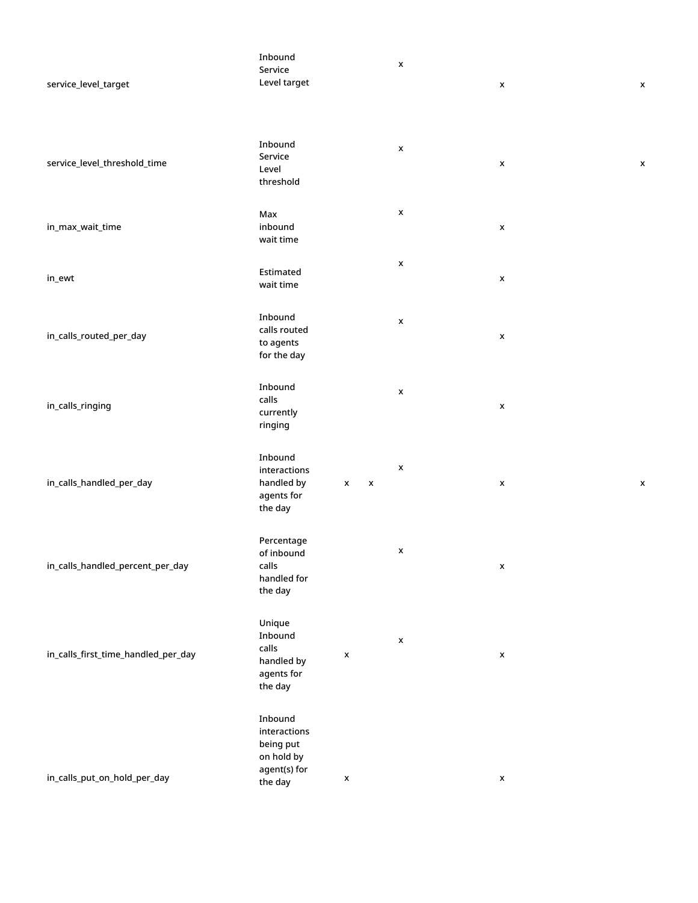| | | | | | | |
|---|---|---|---|---|---|---|
| service_level_target | Inbound Service Level target | | | x | x | x |
| service_level_threshold_time | Inbound Service Level threshold | | | x | x | x |
| in_max_wait_time | Max inbound wait time | | | x | x | |
| in_ewt | Estimated wait time | | | x | x | |
| in_calls_routed_per_day | Inbound calls routed to agents for the day | | | x | x | |
| in_calls_ringing | Inbound calls currently ringing | | | x | x | |
| in_calls_handled_per_day | Inbound interactions handled by agents for the day | x | x | x | x | x |
| in_calls_handled_percent_per_day | Percentage of inbound calls handled for the day | | | x | x | |
| in_calls_first_time_handled_per_day | Unique Inbound calls handled by agents for the day | x | | x | x | |
| in_calls_put_on_hold_per_day | Inbound interactions being put on hold by agent(s) for the day | x | | | x | |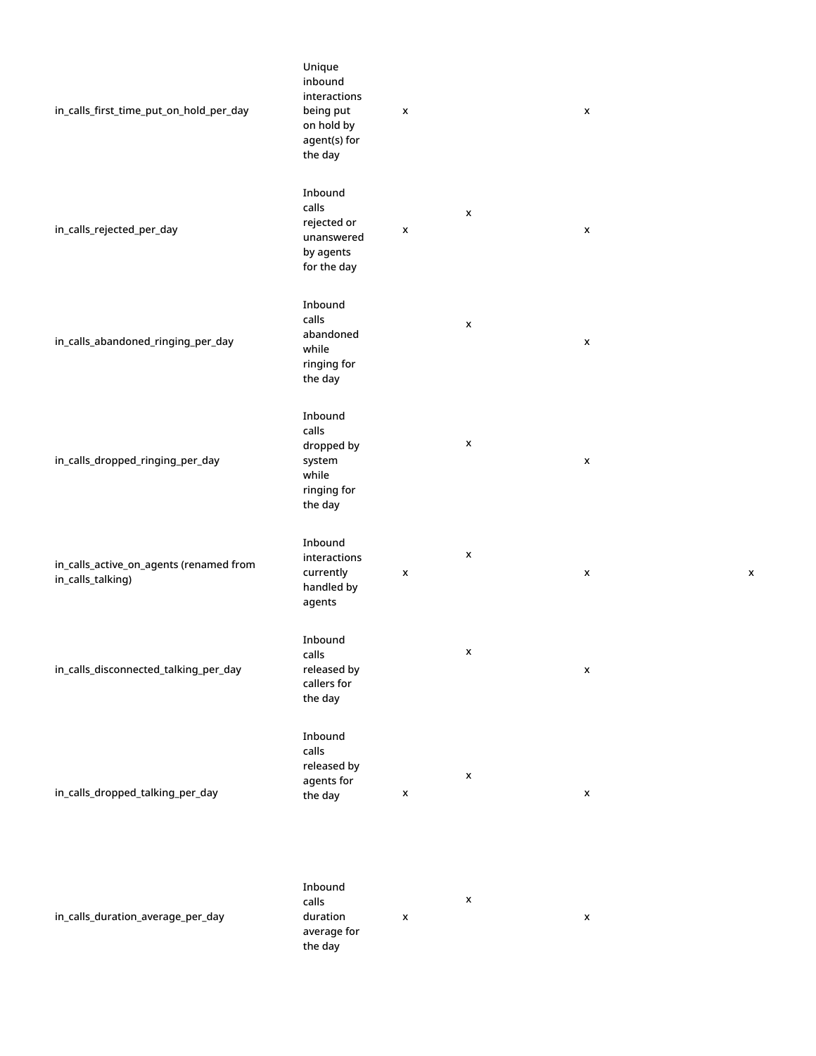| | | | | | |
|---|---|---|---|---|---|
| in_calls_first_time_put_on_hold_per_day | Unique inbound interactions being put on hold by agent(s) for the day | x | | x | |
| in_calls_rejected_per_day | Inbound calls rejected or unanswered by agents for the day | x | x | x | |
| in_calls_abandoned_ringing_per_day | Inbound calls abandoned while ringing for the day | | x | x | |
| in_calls_dropped_ringing_per_day | Inbound calls dropped by system while ringing for the day | | x | x | |
| in_calls_active_on_agents (renamed from in_calls_talking) | Inbound interactions currently handled by agents | x | x | x | x |
| in_calls_disconnected_talking_per_day | Inbound calls released by callers for the day | | x | x | |
| in_calls_dropped_talking_per_day | Inbound calls released by agents for the day | x | x | x | |
| in_calls_duration_average_per_day | Inbound calls duration average for the day | x | x | x | |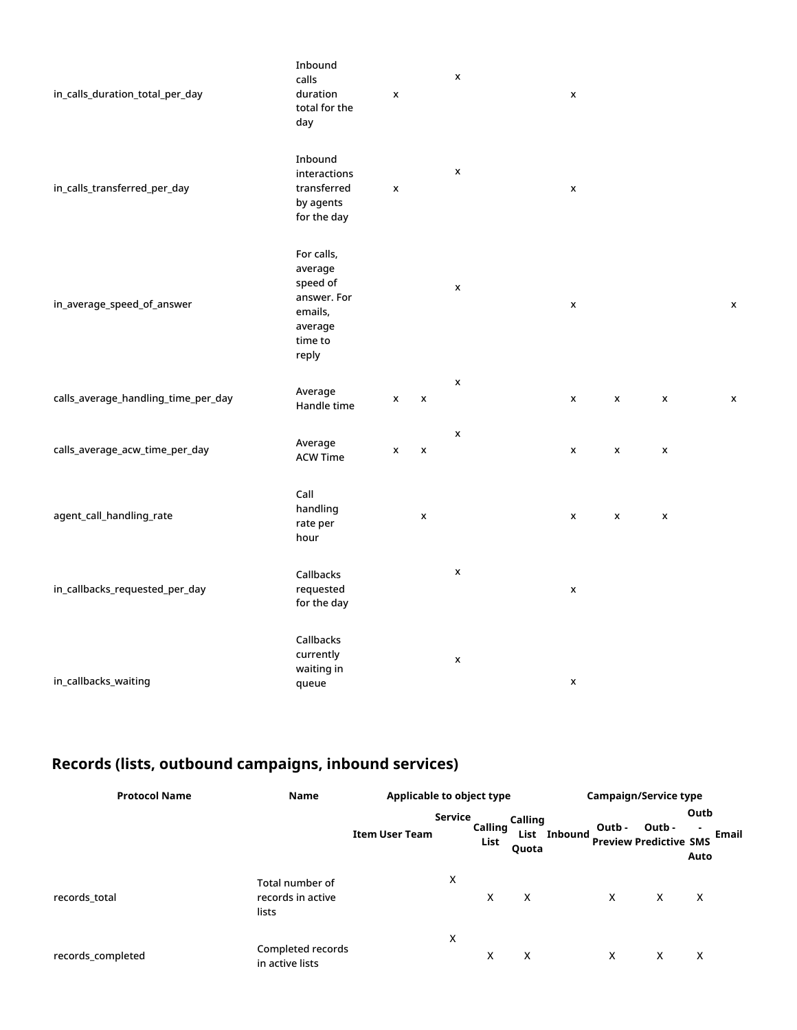| Protocol Name | Name | Item | User | Team | Service | Calling List | Calling List Quota | Inbound | Outb - Preview | Outb - Predictive | Outb - SMS Auto | Email |
|---|---|---|---|---|---|---|---|---|---|---|---|---|
| in_calls_duration_total_per_day | Inbound calls duration total for the day | | x | | x | | | x | | | | |
| in_calls_transferred_per_day | Inbound interactions transferred by agents for the day | | x | | x | | | x | | | | |
| in_average_speed_of_answer | For calls, average speed of answer. For emails, average time to reply | | | | x | | | x | | | | x |
| calls_average_handling_time_per_day | Average Handle time | | x | x | x | | | x | x | x | | x |
| calls_average_acw_time_per_day | Average ACW Time | | x | x | x | | | x | x | x | | |
| agent_call_handling_rate | Call handling rate per hour | | | x | | | | x | x | x | | |
| in_callbacks_requested_per_day | Callbacks requested for the day | | | | x | | | x | | | | |
| in_callbacks_waiting | Callbacks currently waiting in queue | | | | x | | | x | | | | |

## Records (lists, outbound campaigns, inbound services)

| Protocol Name | Name | Applicable to object type | | | | | | Campaign/Service type | | | | |
|---|---|---|---|---|---|---|---|---|---|---|---|---|
| | | Item | User | Team | Service | Calling List | Calling List Quota | Inbound | Outb - Preview | Outb - Predictive | Outb - SMS Auto | Email |
| records_total | Total number of records in active lists | | | | X | X | X | | X | X | X | |
| records_completed | Completed records in active lists | | | | X | X | X | | X | X | X | |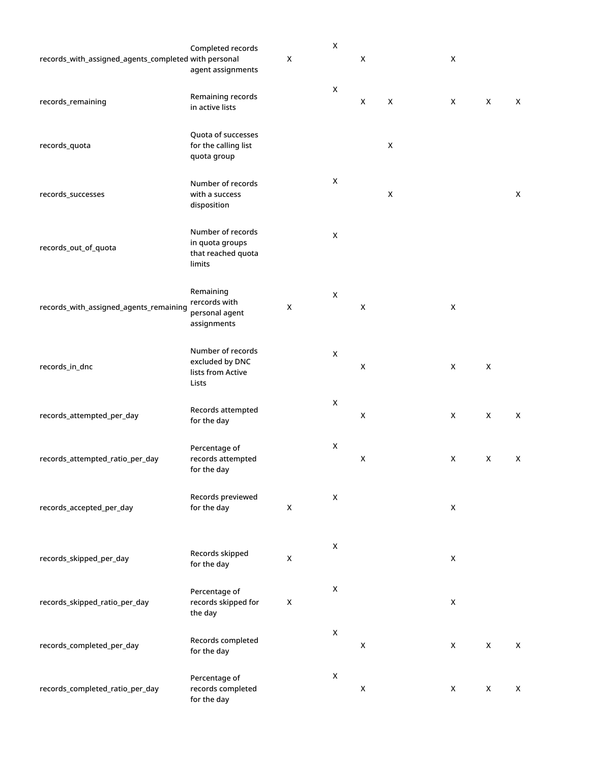| | | | | | | | | |
|---|---|---|---|---|---|---|---|---|
| records_with_assigned_agents_completed | Completed records with personal agent assignments | X | X | X | | X | | |
| records_remaining | Remaining records in active lists | | X | X | X | X | X | X |
| records_quota | Quota of successes for the calling list quota group | | | | X | | | |
| records_successes | Number of records with a success disposition | | X | | X | | | X |
| records_out_of_quota | Number of records in quota groups that reached quota limits | | X | | | | | |
| records_with_assigned_agents_remaining | Remaining rercords with personal agent assignments | X | X | X | | X | | |
| records_in_dnc | Number of records excluded by DNC lists from Active Lists | | X | X | | X | X | |
| records_attempted_per_day | Records attempted for the day | | X | X | | X | X | X |
| records_attempted_ratio_per_day | Percentage of records attempted for the day | | X | X | | X | X | X |
| records_accepted_per_day | Records previewed for the day | X | X | | | X | | |
| records_skipped_per_day | Records skipped for the day | X | X | | | X | | |
| records_skipped_ratio_per_day | Percentage of records skipped for the day | X | X | | | X | | |
| records_completed_per_day | Records completed for the day | | X | X | | X | X | X |
| records_completed_ratio_per_day | Percentage of records completed for the day | | X | X | | X | X | X |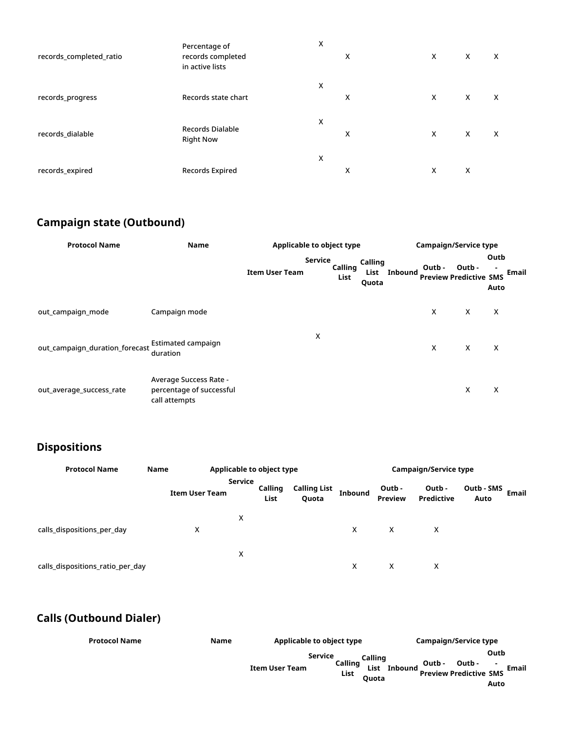| Protocol Name | Name | Item | User | Team | Service | Calling List | Calling List Quota | Inbound | Outb - Preview | Outb - Predictive | Outb - SMS Auto | Email |
|---|---|---|---|---|---|---|---|---|---|---|---|---|
| records_completed_ratio | Percentage of records completed in active lists | | | | X | X | | | X | X | X | |
| records_progress | Records state chart | | | | X | X | | | X | X | X | |
| records_dialable | Records Dialable Right Now | | | | X | X | | | X | X | X | |
| records_expired | Records Expired | | | | X | X | | | X | X | | |

## Campaign state (Outbound)

| Protocol Name | Name | Applicable to object type | | | | | | Campaign/Service type | | | | |
|---|---|---|---|---|---|---|---|---|---|---|---|---|
| | | Item | User | Team | Service | Calling List | Calling List Quota | Inbound | Outb - Preview | Outb - Predictive | Outb - SMS Auto | Email |
| out_campaign_mode | Campaign mode | | | | | | | | X | X | X | |
| out_campaign_duration_forecast | Estimated campaign duration | | | | X | | | | X | X | X | |
| out_average_success_rate | Average Success Rate - percentage of successful call attempts | | | | | | | | | X | X | |

## Dispositions

| Protocol Name | Name | Applicable to object type | | | | | | Campaign/Service type | | | | |
|---|---|---|---|---|---|---|---|---|---|---|---|---|
| | | Item | User | Team | Service | Calling List | Calling List Quota | Inbound | Outb - Preview | Outb - Predictive | Outb - SMS Auto | Email |
| calls_dispositions_per_day | | | X | | X | | | X | X | X | | |
| calls_dispositions_ratio_per_day | | | | | X | | | X | X | X | | |

## Calls (Outbound Dialer)

| Protocol Name | Name | Applicable to object type | | | | | | Campaign/Service type | | | | |
|---|---|---|---|---|---|---|---|---|---|---|---|---|
| | | Item | User | Team | Service | Calling List | Calling List Quota | Inbound | Outb - Preview | Outb - Predictive | Outb - SMS Auto | Email |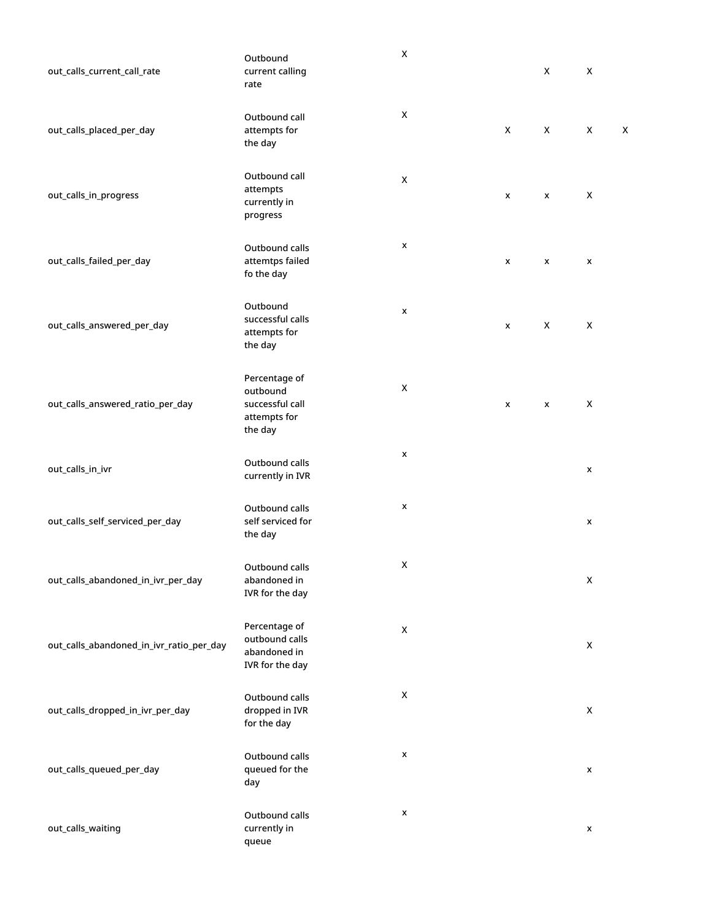| | | | | | | |
|---|---|---|---|---|---|---|
| out_calls_current_call_rate | Outbound current calling rate | X | | X | X | |
| out_calls_placed_per_day | Outbound call attempts for the day | X | X | X | X | X |
| out_calls_in_progress | Outbound call attempts currently in progress | X | x | x | X | |
| out_calls_failed_per_day | Outbound calls attemtps failed fo the day | x | x | x | x | |
| out_calls_answered_per_day | Outbound successful calls attempts for the day | x | x | X | X | |
| out_calls_answered_ratio_per_day | Percentage of outbound successful call attempts for the day | X | x | x | X | |
| out_calls_in_ivr | Outbound calls currently in IVR | x | | | x | |
| out_calls_self_serviced_per_day | Outbound calls self serviced for the day | x | | | x | |
| out_calls_abandoned_in_ivr_per_day | Outbound calls abandoned in IVR for the day | X | | | X | |
| out_calls_abandoned_in_ivr_ratio_per_day | Percentage of outbound calls abandoned in IVR for the day | X | | | X | |
| out_calls_dropped_in_ivr_per_day | Outbound calls dropped in IVR for the day | X | | | X | |
| out_calls_queued_per_day | Outbound calls queued for the day | x | | | x | |
| out_calls_waiting | Outbound calls currently in queue | x | | | x | |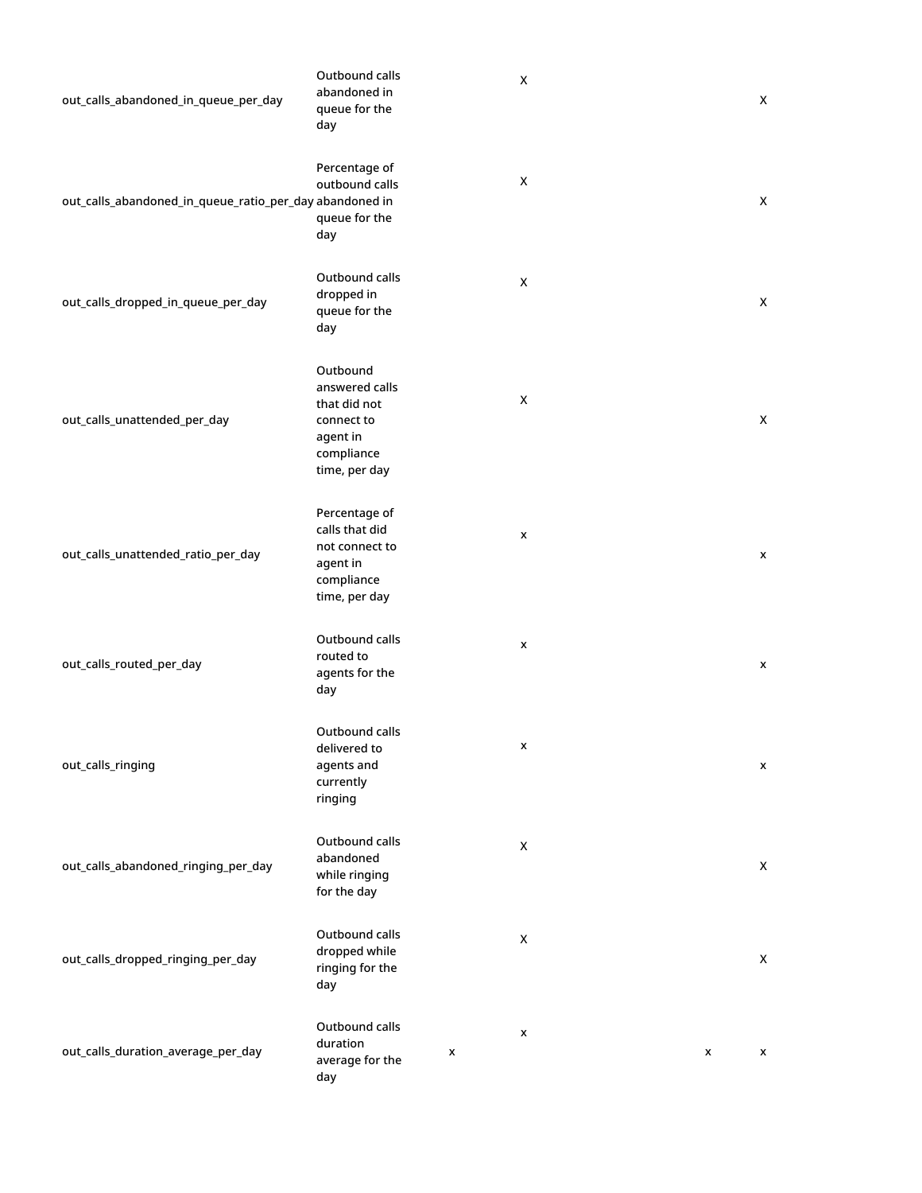| | | | | | |
|---|---|---|---|---|---|
| out_calls_abandoned_in_queue_per_day | Outbound calls abandoned in queue for the day | | X | | X |
| out_calls_abandoned_in_queue_ratio_per_day | Percentage of outbound calls abandoned in queue for the day | | X | | X |
| out_calls_dropped_in_queue_per_day | Outbound calls dropped in queue for the day | | X | | X |
| out_calls_unattended_per_day | Outbound answered calls that did not connect to agent in compliance time, per day | | X | | X |
| out_calls_unattended_ratio_per_day | Percentage of calls that did not connect to agent in compliance time, per day | | x | | x |
| out_calls_routed_per_day | Outbound calls routed to agents for the day | | x | | x |
| out_calls_ringing | Outbound calls delivered to agents and currently ringing | | x | | x |
| out_calls_abandoned_ringing_per_day | Outbound calls abandoned while ringing for the day | | X | | X |
| out_calls_dropped_ringing_per_day | Outbound calls dropped while ringing for the day | | X | | X |
| out_calls_duration_average_per_day | Outbound calls duration average for the day | x | x | x | x |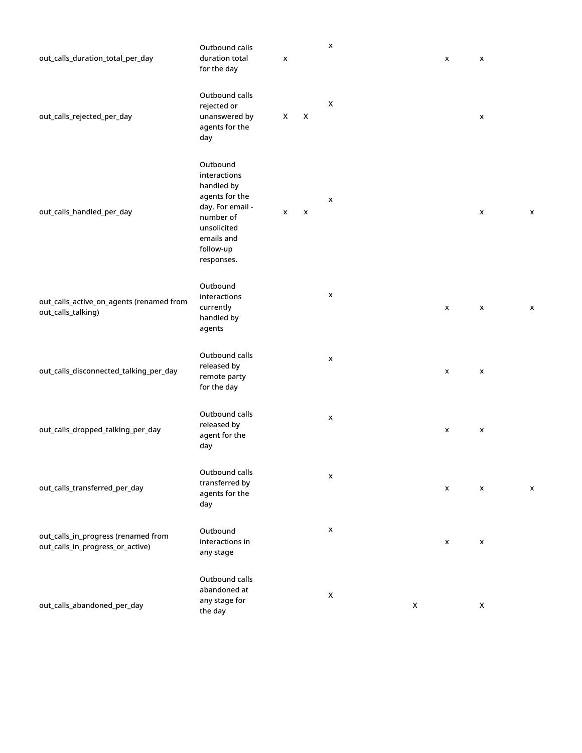| | | | | | | | | |
|---|---|---|---|---|---|---|---|---|
| out_calls_duration_total_per_day | Outbound calls duration total for the day | x | | x | | x | x | |
| out_calls_rejected_per_day | Outbound calls rejected or unanswered by agents for the day | X | X | X | | | x | |
| out_calls_handled_per_day | Outbound interactions handled by agents for the day. For email - number of unsolicited emails and follow-up responses. | x | x | x | | | x | x |
| out_calls_active_on_agents (renamed from out_calls_talking) | Outbound interactions currently handled by agents | | | x | | x | x | x |
| out_calls_disconnected_talking_per_day | Outbound calls released by remote party for the day | | | x | | x | x | |
| out_calls_dropped_talking_per_day | Outbound calls released by agent for the day | | | x | | x | x | |
| out_calls_transferred_per_day | Outbound calls transferred by agents for the day | | | x | | x | x | x |
| out_calls_in_progress (renamed from out_calls_in_progress_or_active) | Outbound interactions in any stage | | | x | | x | x | |
| out_calls_abandoned_per_day | Outbound calls abandoned at any stage for the day | | | X | X | | X | |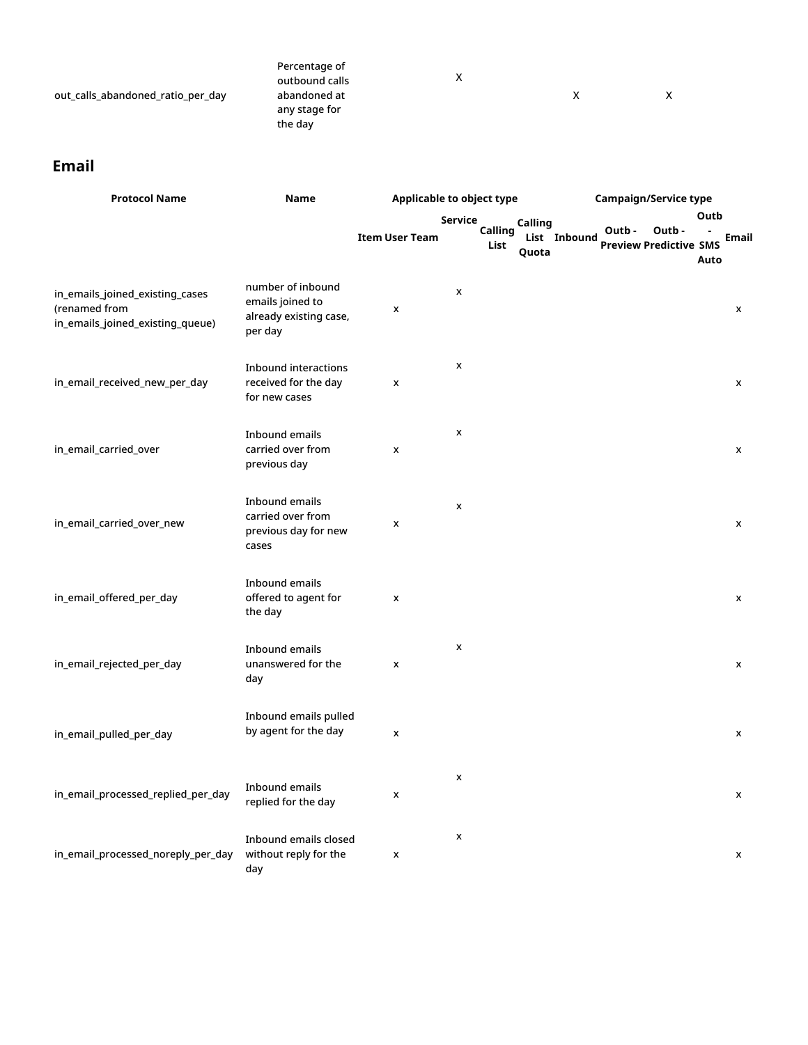| | | | | |
|---|---|---|---|---|
| out_calls_abandoned_ratio_per_day | Percentage of outbound calls abandoned at any stage for the day | X | X | X |

## Email

| Protocol Name | Name | Applicable to object type | | | | | | Campaign/Service type | | | | |
|---|---|---|---|---|---|---|---|---|---|---|---|---|
| | | Item | User | Team | Service | Calling List | Calling List Quota | Inbound | Outb - Preview | Outb - Predictive | Outb - SMS Auto | Email |
| in_emails_joined_existing_cases (renamed from in_emails_joined_existing_queue) | number of inbound emails joined to already existing case, per day | | x | | x | | | | | | | x |
| in_email_received_new_per_day | Inbound interactions received for the day for new cases | | x | | x | | | | | | | x |
| in_email_carried_over | Inbound emails carried over from previous day | | x | | x | | | | | | | x |
| in_email_carried_over_new | Inbound emails carried over from previous day for new cases | | x | | x | | | | | | | x |
| in_email_offered_per_day | Inbound emails offered to agent for the day | | x | | | | | | | | | x |
| in_email_rejected_per_day | Inbound emails unanswered for the day | | x | | x | | | | | | | x |
| in_email_pulled_per_day | Inbound emails pulled by agent for the day | | x | | | | | | | | | x |
| in_email_processed_replied_per_day | Inbound emails replied for the day | | x | | x | | | | | | | x |
| in_email_processed_noreply_per_day | Inbound emails closed without reply for the day | | x | | x | | | | | | | x |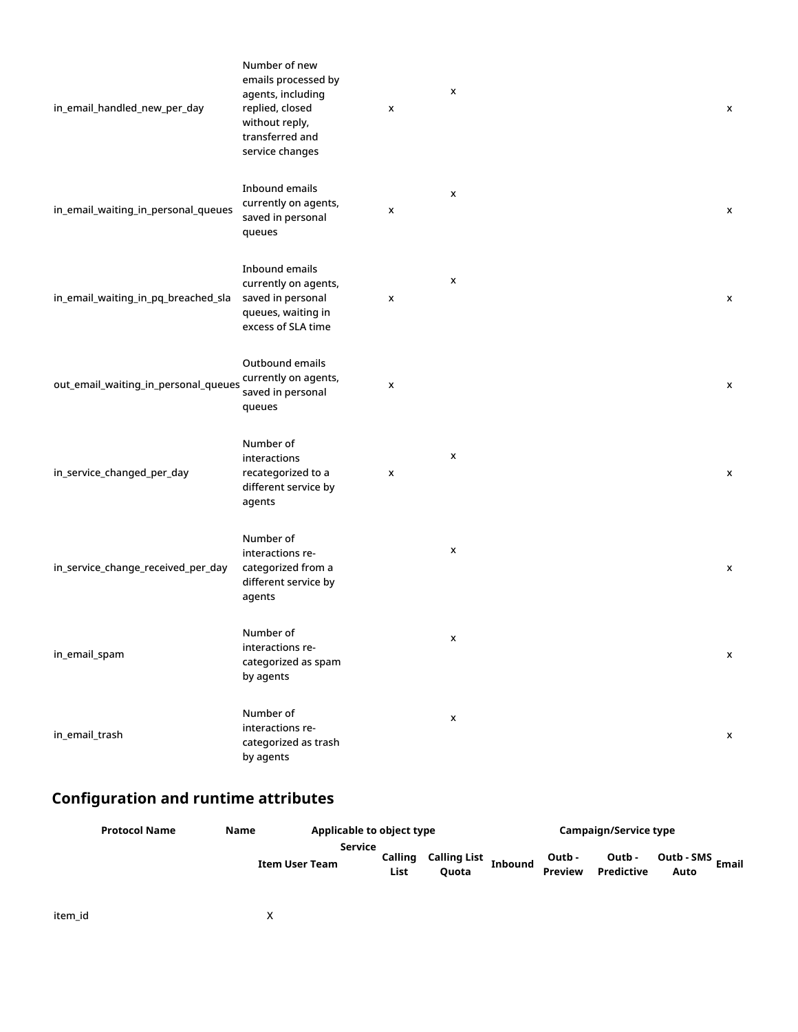| | | | | |
|---|---|---|---|---|
| in_email_handled_new_per_day | Number of new emails processed by agents, including replied, closed without reply, transferred and service changes | x | x | x |
| in_email_waiting_in_personal_queues | Inbound emails currently on agents, saved in personal queues | x | x | x |
| in_email_waiting_in_pq_breached_sla | Inbound emails currently on agents, saved in personal queues, waiting in excess of SLA time | x | x | x |
| out_email_waiting_in_personal_queues | Outbound emails currently on agents, saved in personal queues | x | | x |
| in_service_changed_per_day | Number of interactions recategorized to a different service by agents | x | x | x |
| in_service_change_received_per_day | Number of interactions re-categorized from a different service by agents | | x | x |
| in_email_spam | Number of interactions re-categorized as spam by agents | | x | x |
| in_email_trash | Number of interactions re-categorized as trash by agents | | x | x |

## Configuration and runtime attributes

| Protocol Name | Name | Applicable to object type | | | | Campaign/Service type | | | | | | |
|---|---|---|---|---|---|---|---|---|---|---|---|---|
| | | Item | User | Team | Service | Calling List | Calling List Quota | Inbound | Outb - Preview | Outb - Predictive | Outb - SMS Auto | Email |
| item_id | | X | | | | | | | | | | |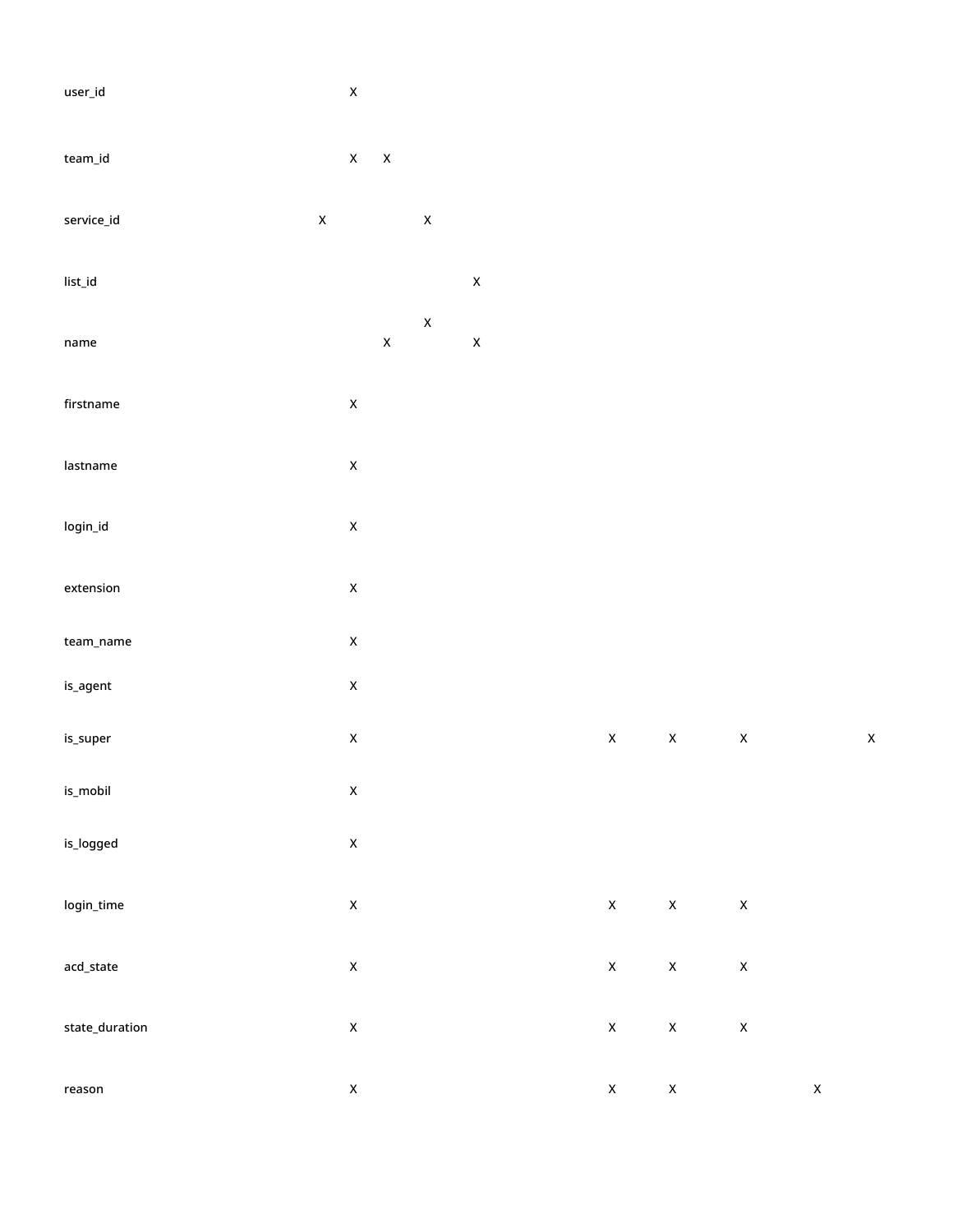| | | | | | | | | | | |
|---|---|---|---|---|---|---|---|---|---|---|
| user_id | | X | | | | | | | | |
| team_id | | X | X | | | | | | | |
| service_id | X | | | X | | | | | | |
| list_id | | | | | X | | | | | |
| name | | | X | X | X | | | | | |
| firstname | | X | | | | | | | | |
| lastname | | X | | | | | | | | |
| login_id | | X | | | | | | | | |
| extension | | X | | | | | | | | |
| team_name | | X | | | | | | | | |
| is_agent | | X | | | | | | | | |
| is_super | | X | | | | X | X | X | | X |
| is_mobil | | X | | | | | | | | |
| is_logged | | X | | | | | | | | |
| login_time | | X | | | | X | X | X | | |
| acd_state | | X | | | | X | X | X | | |
| state_duration | | X | | | | X | X | X | | |
| reason | | X | | | | X | X | | X | |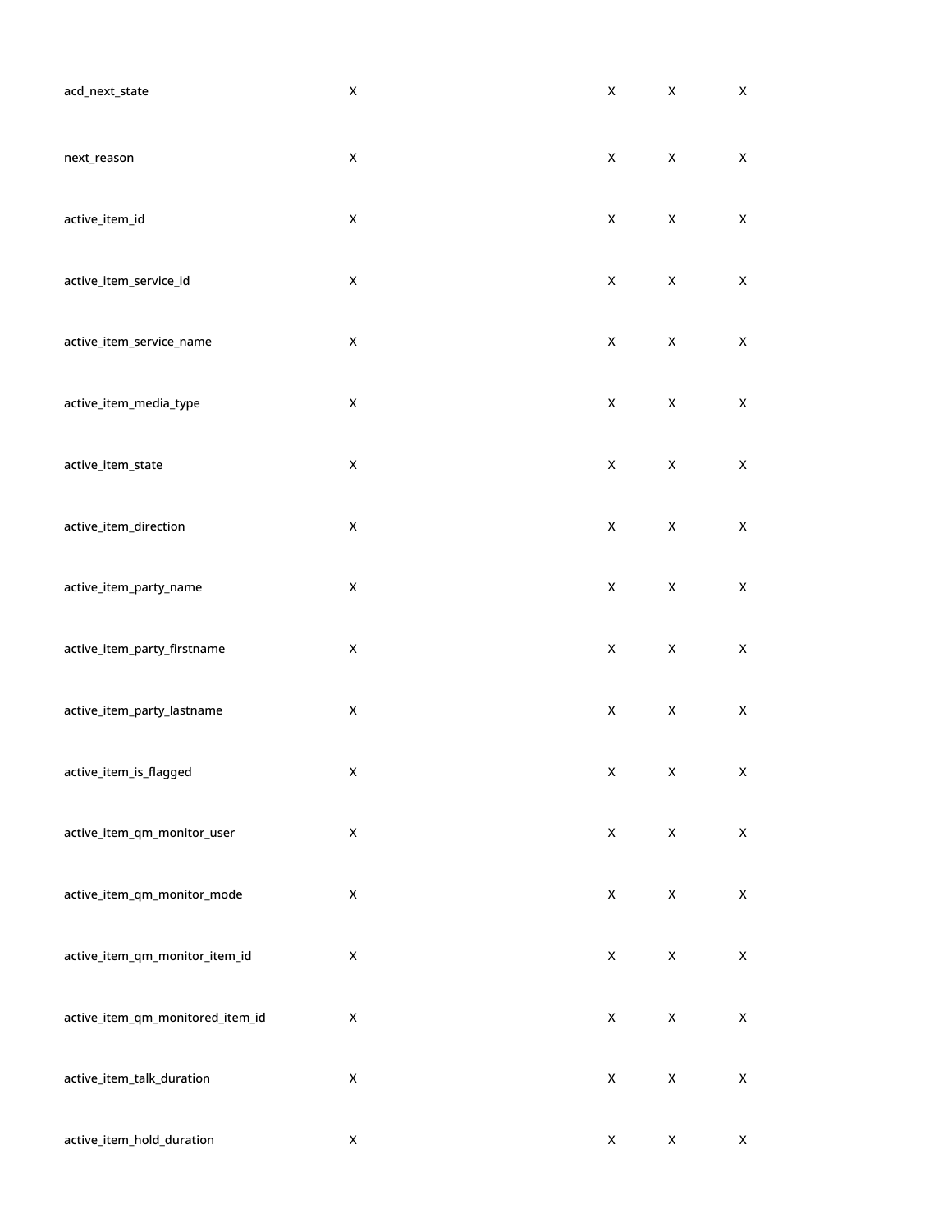| | | | | | |
|---|---|---|---|---|---|
| acd_next_state | X | | X | X | X |
| next_reason | X | | X | X | X |
| active_item_id | X | | X | X | X |
| active_item_service_id | X | | X | X | X |
| active_item_service_name | X | | X | X | X |
| active_item_media_type | X | | X | X | X |
| active_item_state | X | | X | X | X |
| active_item_direction | X | | X | X | X |
| active_item_party_name | X | | X | X | X |
| active_item_party_firstname | X | | X | X | X |
| active_item_party_lastname | X | | X | X | X |
| active_item_is_flagged | X | | X | X | X |
| active_item_qm_monitor_user | X | | X | X | X |
| active_item_qm_monitor_mode | X | | X | X | X |
| active_item_qm_monitor_item_id | X | | X | X | X |
| active_item_qm_monitored_item_id | X | | X | X | X |
| active_item_talk_duration | X | | X | X | X |
| active_item_hold_duration | X | | X | X | X |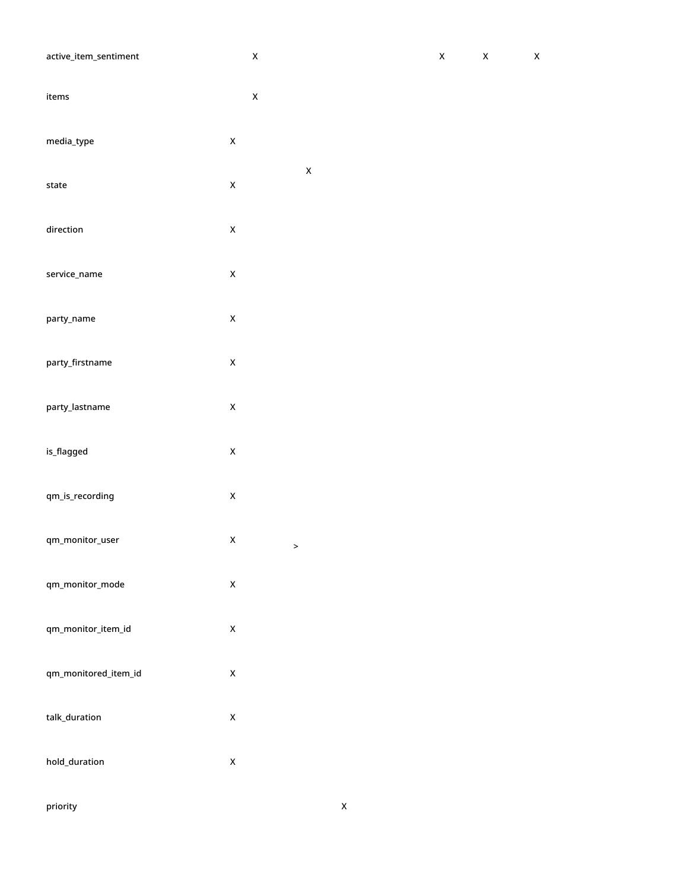| | | | | | | | | |
|---|---|---|---|---|---|---|---|---|
| active_item_sentiment | | X | | | | X | X | X |
| items | | X | | | | | | |
| media_type | X | | | | | | | |
| state | X | | | X | | | | |
| direction | X | | | | | | | |
| service_name | X | | | | | | | |
| party_name | X | | | | | | | |
| party_firstname | X | | | | | | | |
| party_lastname | X | | | | | | | |
| is_flagged | X | | | | | | | |
| qm_is_recording | X | | | | | | | |
| qm_monitor_user | X | | > | | | | | |
| qm_monitor_mode | X | | | | | | | |
| qm_monitor_item_id | X | | | | | | | |
| qm_monitored_item_id | X | | | | | | | |
| talk_duration | X | | | | | | | |
| hold_duration | X | | | | | | | |
| priority | | | | | X | | | |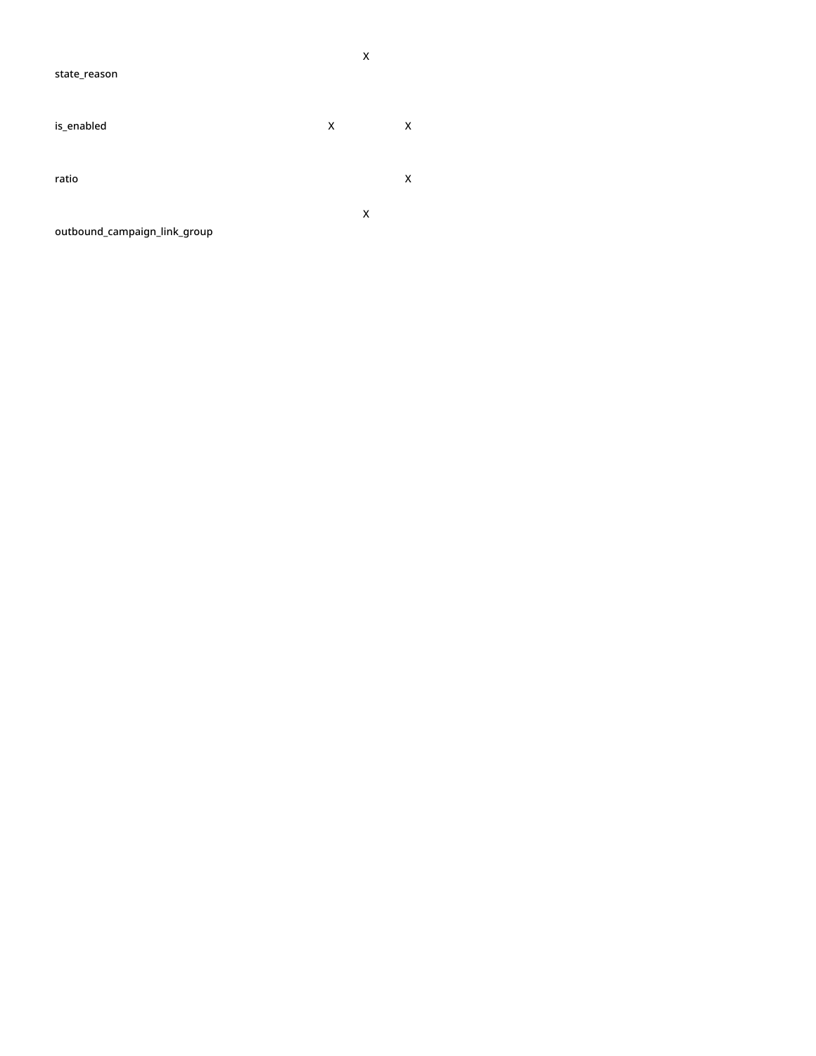| | | | |
|---|---|---|---|
| state_reason | | X | |
| is_enabled | X | | X |
| ratio | | | X |
| outbound_campaign_link_group | | X | |